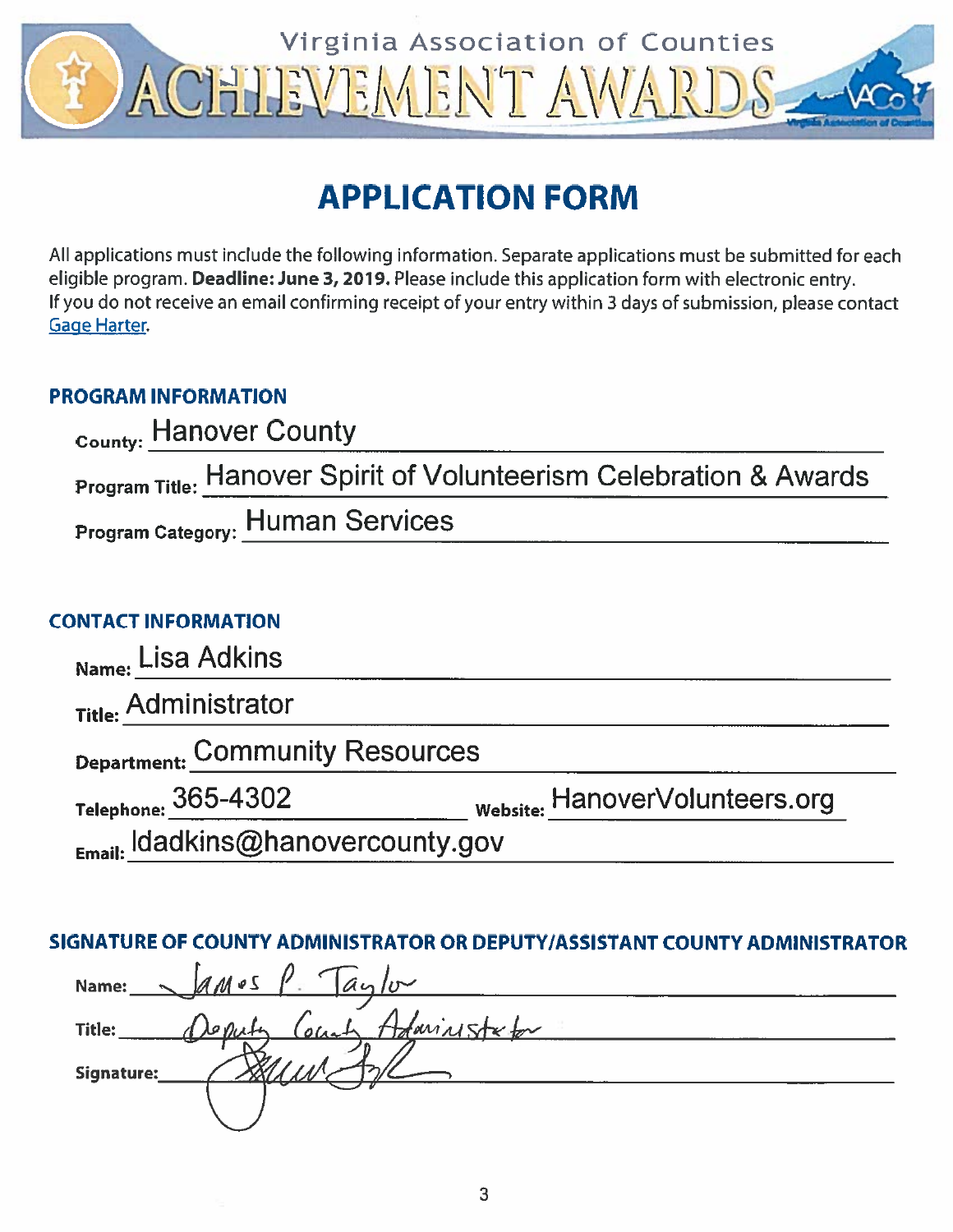Virginia Association of Counties

# ACHIEVEMENT AWARDS

## APPLICATION FORM

All applications must include the following information. Separate applications must be submitted for each eligible program. **Deadline: June 3, 2019.** Please include this application form with electronic entry. If you do not receive an email confirming receipt of your entry within 3 days of submission, please contact Gage Harter.

### PROGRAM INFORMATION

**County:** Hanover County

**Program Title:** Hanover Spirit of Volunteerism Celebration & Awards

**Program Category:** Human Services

### CONTACT INFORMATION

**Name:** Lisa Adkins

**Title:** Administrator

**Department:** Community Resources

**Telephone:** 365-4302 **Website:** HanoverVolunteers.org

**Email:** ldadkins@hanovercounty.gov

### SIGNATURE OF COUNTY ADMINISTRATOR OR DEPUTY/ASSISTANT COUNTY ADMINISTRATOR

**Name:** James P. Taylor

**Title:** Deputy County Administrator

**Signature:** [signature]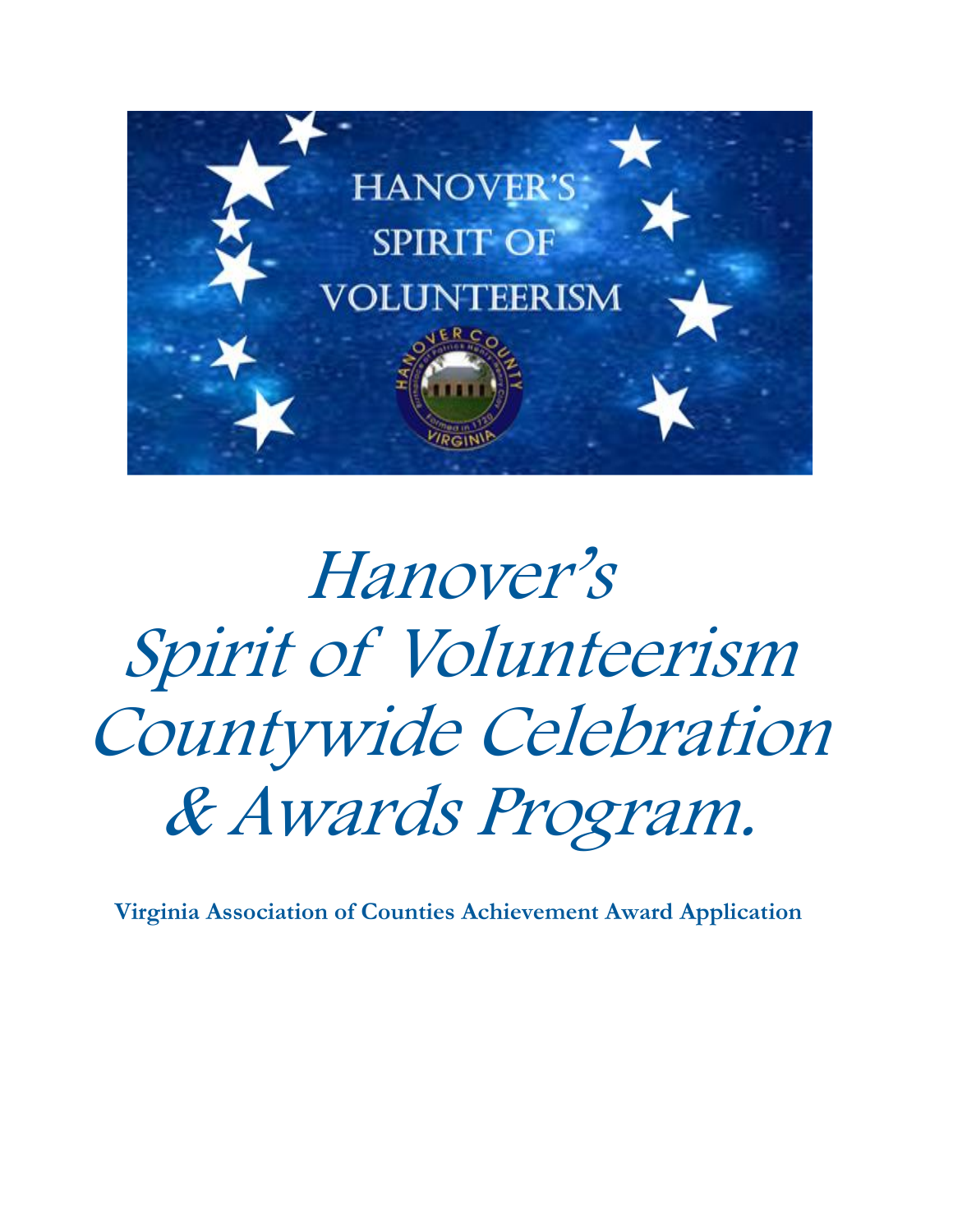# Hanover's Spirit of Volunteerism Countywide Celebration & Awards Program.

**Virginia Association of Counties Achievement Award Application**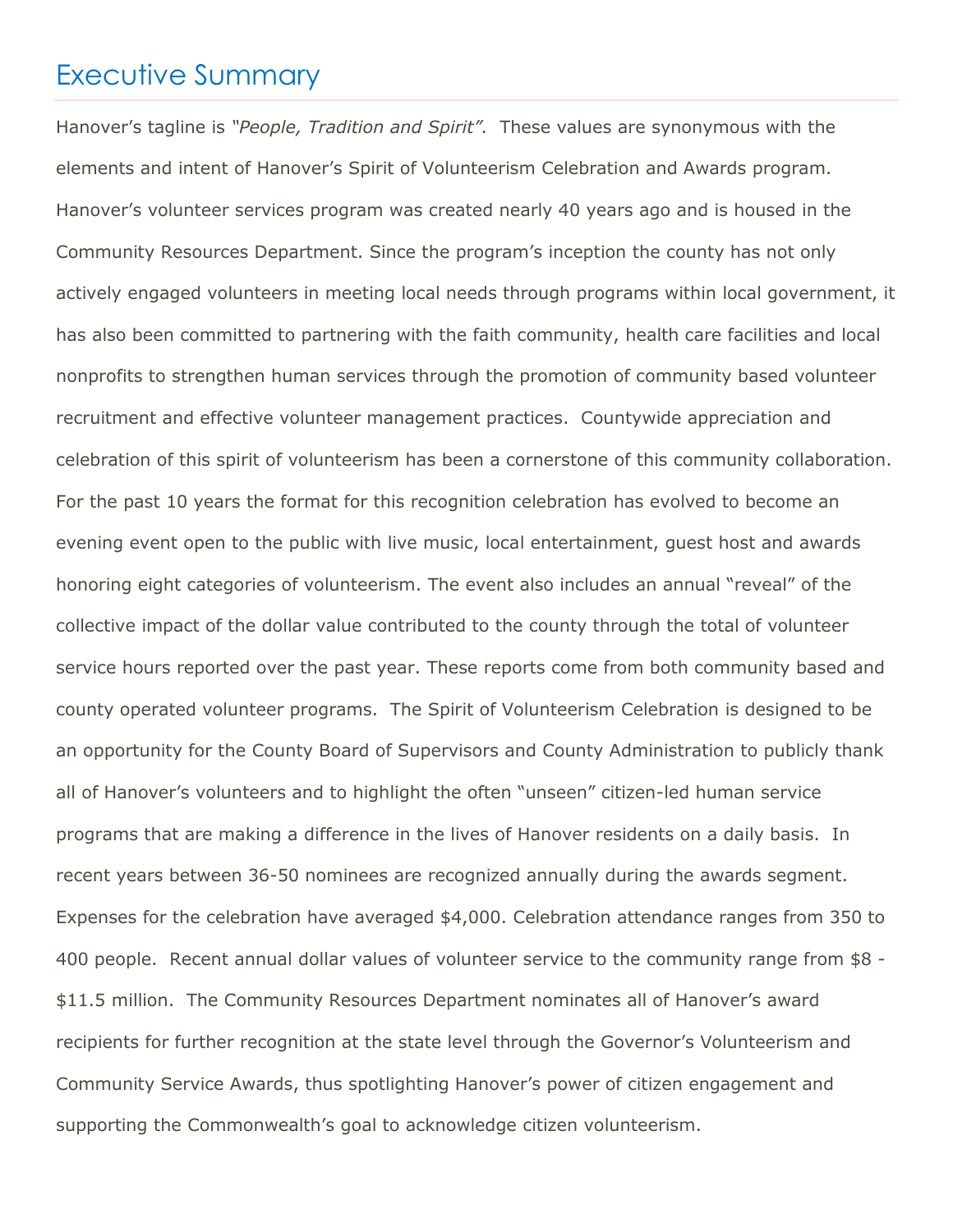# Executive Summary

Hanover's tagline is *"People, Tradition and Spirit".* These values are synonymous with the elements and intent of Hanover's Spirit of Volunteerism Celebration and Awards program. Hanover's volunteer services program was created nearly 40 years ago and is housed in the Community Resources Department. Since the program's inception the county has not only actively engaged volunteers in meeting local needs through programs within local government, it has also been committed to partnering with the faith community, health care facilities and local nonprofits to strengthen human services through the promotion of community based volunteer recruitment and effective volunteer management practices. Countywide appreciation and celebration of this spirit of volunteerism has been a cornerstone of this community collaboration. For the past 10 years the format for this recognition celebration has evolved to become an evening event open to the public with live music, local entertainment, guest host and awards honoring eight categories of volunteerism. The event also includes an annual "reveal" of the collective impact of the dollar value contributed to the county through the total of volunteer service hours reported over the past year. These reports come from both community based and county operated volunteer programs. The Spirit of Volunteerism Celebration is designed to be an opportunity for the County Board of Supervisors and County Administration to publicly thank all of Hanover's volunteers and to highlight the often "unseen" citizen-led human service programs that are making a difference in the lives of Hanover residents on a daily basis. In recent years between 36-50 nominees are recognized annually during the awards segment. Expenses for the celebration have averaged $4,000. Celebration attendance ranges from 350 to 400 people. Recent annual dollar values of volunteer service to the community range from $8 - $11.5 million. The Community Resources Department nominates all of Hanover's award recipients for further recognition at the state level through the Governor's Volunteerism and Community Service Awards, thus spotlighting Hanover's power of citizen engagement and supporting the Commonwealth's goal to acknowledge citizen volunteerism.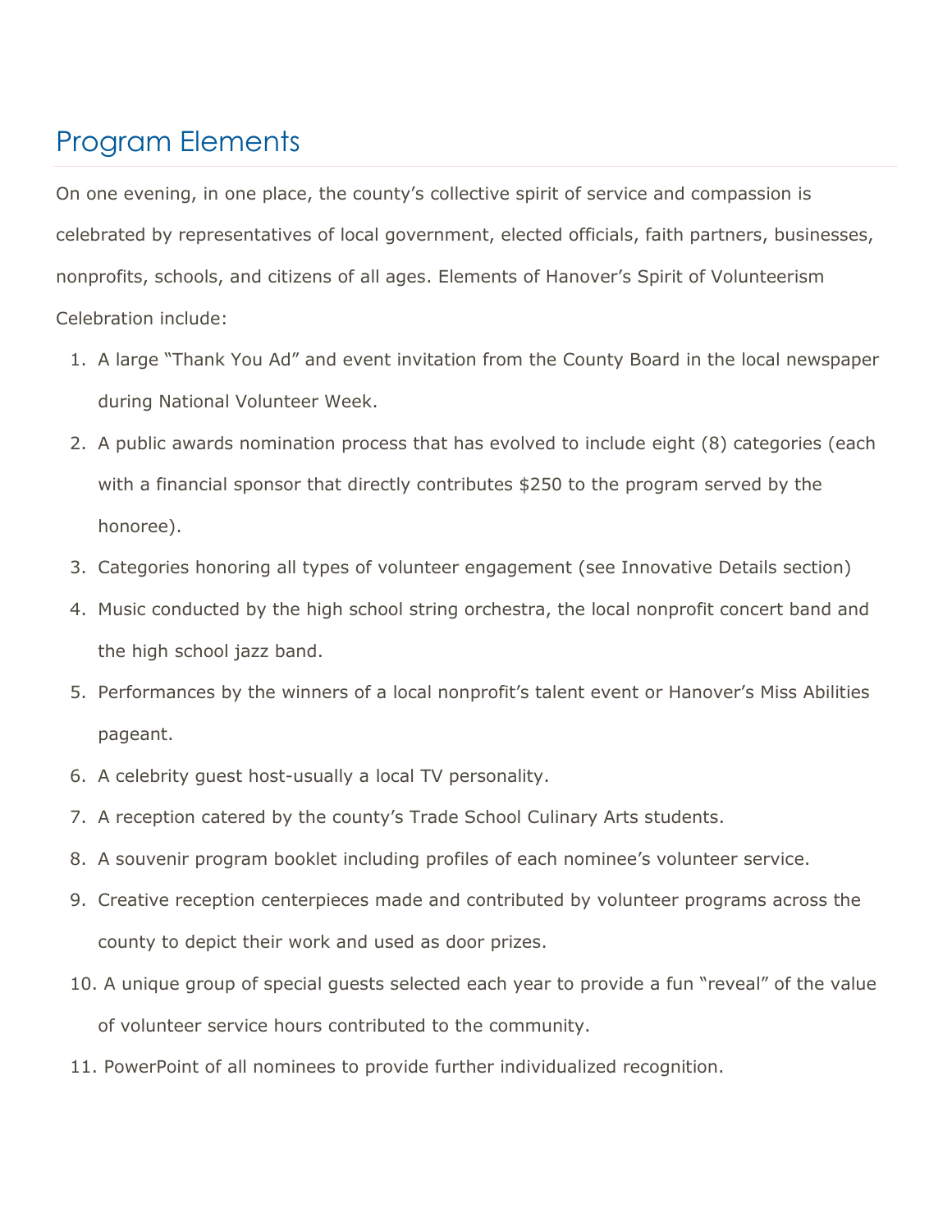## Program Elements

On one evening, in one place, the county's collective spirit of service and compassion is celebrated by representatives of local government, elected officials, faith partners, businesses, nonprofits, schools, and citizens of all ages. Elements of Hanover's Spirit of Volunteerism Celebration include:

1. A large "Thank You Ad" and event invitation from the County Board in the local newspaper during National Volunteer Week.
2. A public awards nomination process that has evolved to include eight (8) categories (each with a financial sponsor that directly contributes $250 to the program served by the honoree).
3. Categories honoring all types of volunteer engagement (see Innovative Details section)
4. Music conducted by the high school string orchestra, the local nonprofit concert band and the high school jazz band.
5. Performances by the winners of a local nonprofit's talent event or Hanover's Miss Abilities pageant.
6. A celebrity guest host-usually a local TV personality.
7. A reception catered by the county's Trade School Culinary Arts students.
8. A souvenir program booklet including profiles of each nominee's volunteer service.
9. Creative reception centerpieces made and contributed by volunteer programs across the county to depict their work and used as door prizes.
10. A unique group of special guests selected each year to provide a fun "reveal" of the value of volunteer service hours contributed to the community.
11. PowerPoint of all nominees to provide further individualized recognition.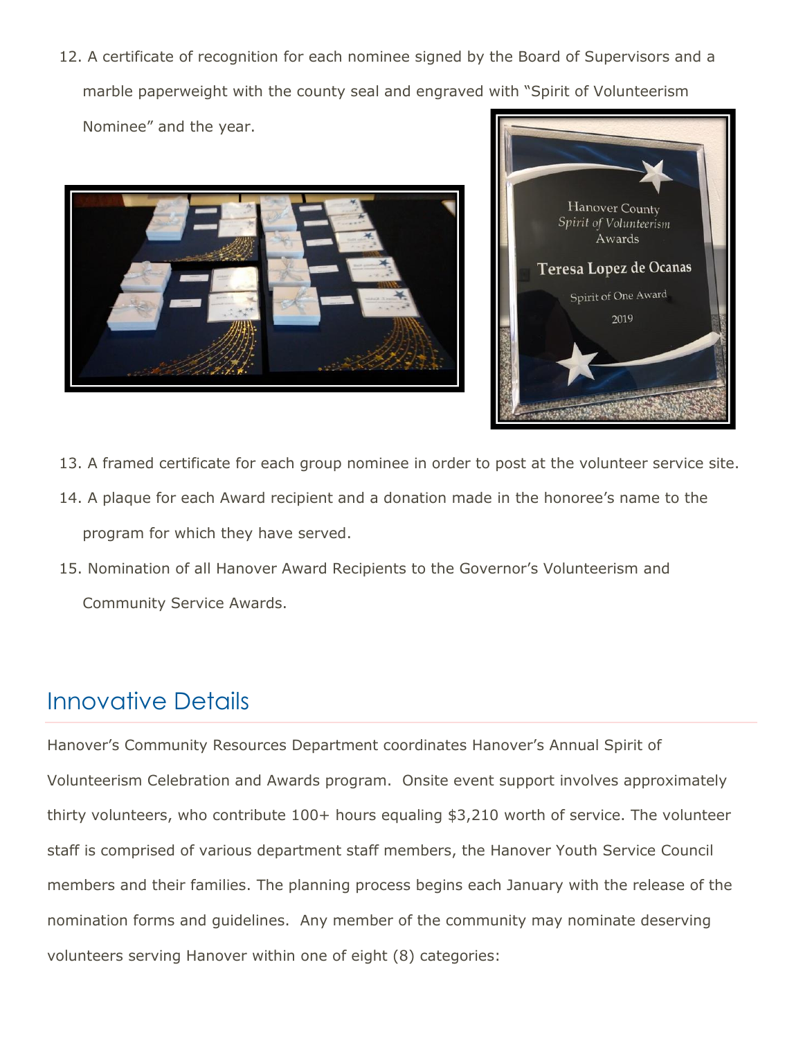12. A certificate of recognition for each nominee signed by the Board of Supervisors and a marble paperweight with the county seal and engraved with "Spirit of Volunteerism Nominee" and the year.

13. A framed certificate for each group nominee in order to post at the volunteer service site.
14. A plaque for each Award recipient and a donation made in the honoree's name to the program for which they have served.
15. Nomination of all Hanover Award Recipients to the Governor's Volunteerism and Community Service Awards.

## Innovative Details

Hanover's Community Resources Department coordinates Hanover's Annual Spirit of Volunteerism Celebration and Awards program. Onsite event support involves approximately thirty volunteers, who contribute 100+ hours equaling $3,210 worth of service. The volunteer staff is comprised of various department staff members, the Hanover Youth Service Council members and their families. The planning process begins each January with the release of the nomination forms and guidelines. Any member of the community may nominate deserving volunteers serving Hanover within one of eight (8) categories: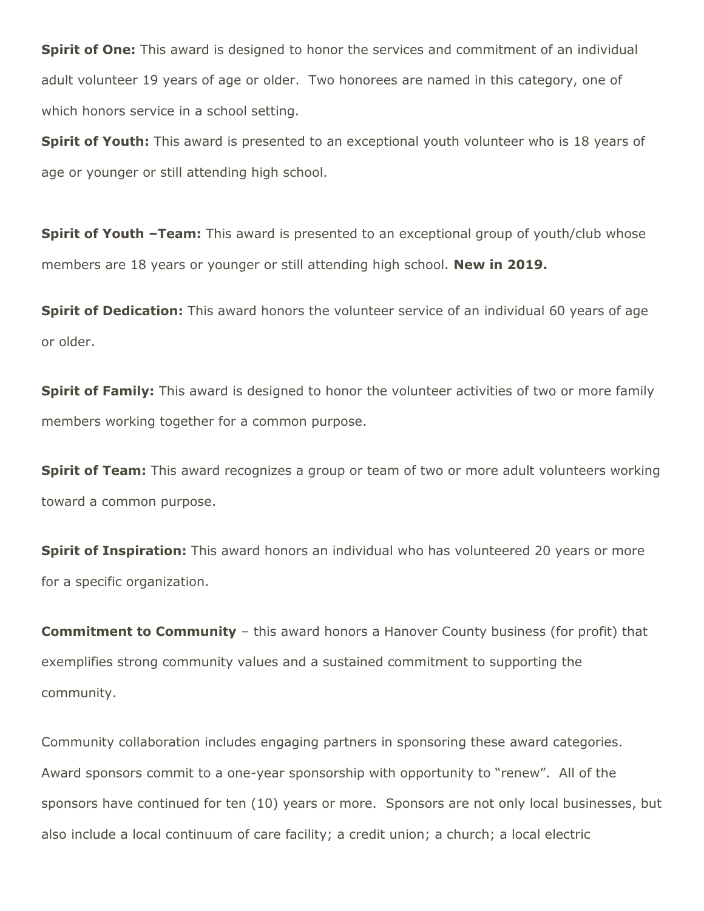**Spirit of One:** This award is designed to honor the services and commitment of an individual adult volunteer 19 years of age or older. Two honorees are named in this category, one of which honors service in a school setting.

**Spirit of Youth:** This award is presented to an exceptional youth volunteer who is 18 years of age or younger or still attending high school.

**Spirit of Youth –Team:** This award is presented to an exceptional group of youth/club whose members are 18 years or younger or still attending high school. **New in 2019.**

**Spirit of Dedication:** This award honors the volunteer service of an individual 60 years of age or older.

**Spirit of Family:** This award is designed to honor the volunteer activities of two or more family members working together for a common purpose.

**Spirit of Team:** This award recognizes a group or team of two or more adult volunteers working toward a common purpose.

**Spirit of Inspiration:** This award honors an individual who has volunteered 20 years or more for a specific organization.

**Commitment to Community** – this award honors a Hanover County business (for profit) that exemplifies strong community values and a sustained commitment to supporting the community.

Community collaboration includes engaging partners in sponsoring these award categories. Award sponsors commit to a one-year sponsorship with opportunity to "renew". All of the sponsors have continued for ten (10) years or more. Sponsors are not only local businesses, but also include a local continuum of care facility; a credit union; a church; a local electric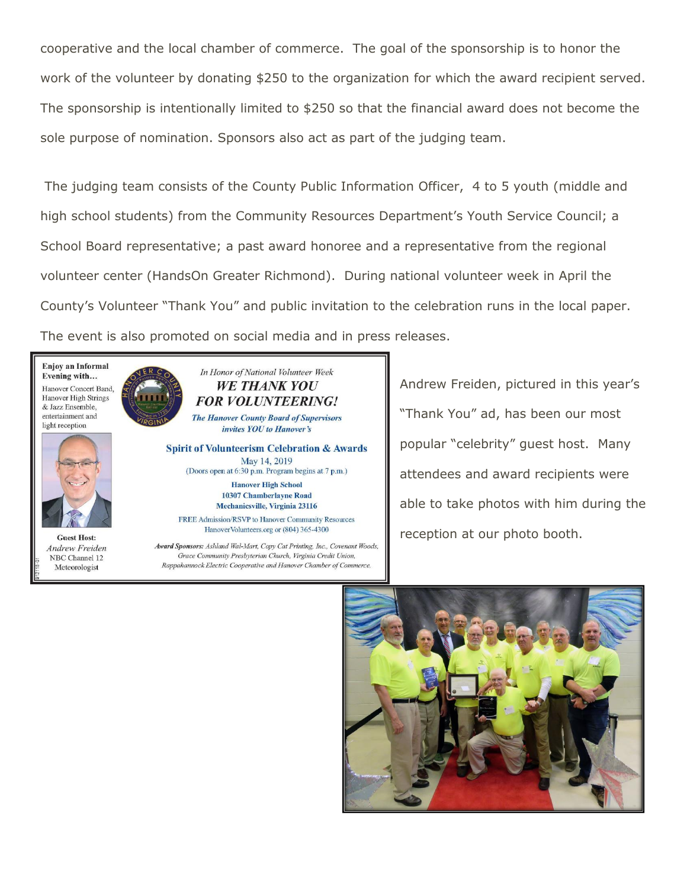cooperative and the local chamber of commerce. The goal of the sponsorship is to honor the work of the volunteer by donating $250 to the organization for which the award recipient served. The sponsorship is intentionally limited to $250 so that the financial award does not become the sole purpose of nomination. Sponsors also act as part of the judging team.

The judging team consists of the County Public Information Officer, 4 to 5 youth (middle and high school students) from the Community Resources Department's Youth Service Council; a School Board representative; a past award honoree and a representative from the regional volunteer center (HandsOn Greater Richmond). During national volunteer week in April the County's Volunteer "Thank You" and public invitation to the celebration runs in the local paper. The event is also promoted on social media and in press releases.

**Enjoy an Informal Evening with...**

Hanover Concert Band, Hanover High Strings & Jazz Ensemble, entertainment and light reception

**Guest Host:**
*Andrew Freiden*
NBC Channel 12 Meteorologist

*In Honor of National Volunteer Week*

***WE THANK YOU FOR VOLUNTEERING!***

***The Hanover County Board of Supervisors invites YOU to Hanover's***

**Spirit of Volunteerism Celebration & Awards**

May 14, 2019
(Doors open at 6:30 p.m. Program begins at 7 p.m.)

**Hanover High School**
**10307 Chamberlayne Road**
**Mechanicsville, Virginia 23116**

FREE Admission/RSVP to Hanover Community Resources
HanoverVolunteers.org or (804) 365-4300

***Award Sponsors:*** *Ashland Wal-Mart, Copy Cat Printing, Inc., Covenant Woods, Grace Community Presbyterian Church, Virginia Credit Union, Rappahannock Electric Cooperative and Hanover Chamber of Commerce.*

Andrew Freiden, pictured in this year's "Thank You" ad, has been our most popular "celebrity" guest host. Many attendees and award recipients were able to take photos with him during the reception at our photo booth.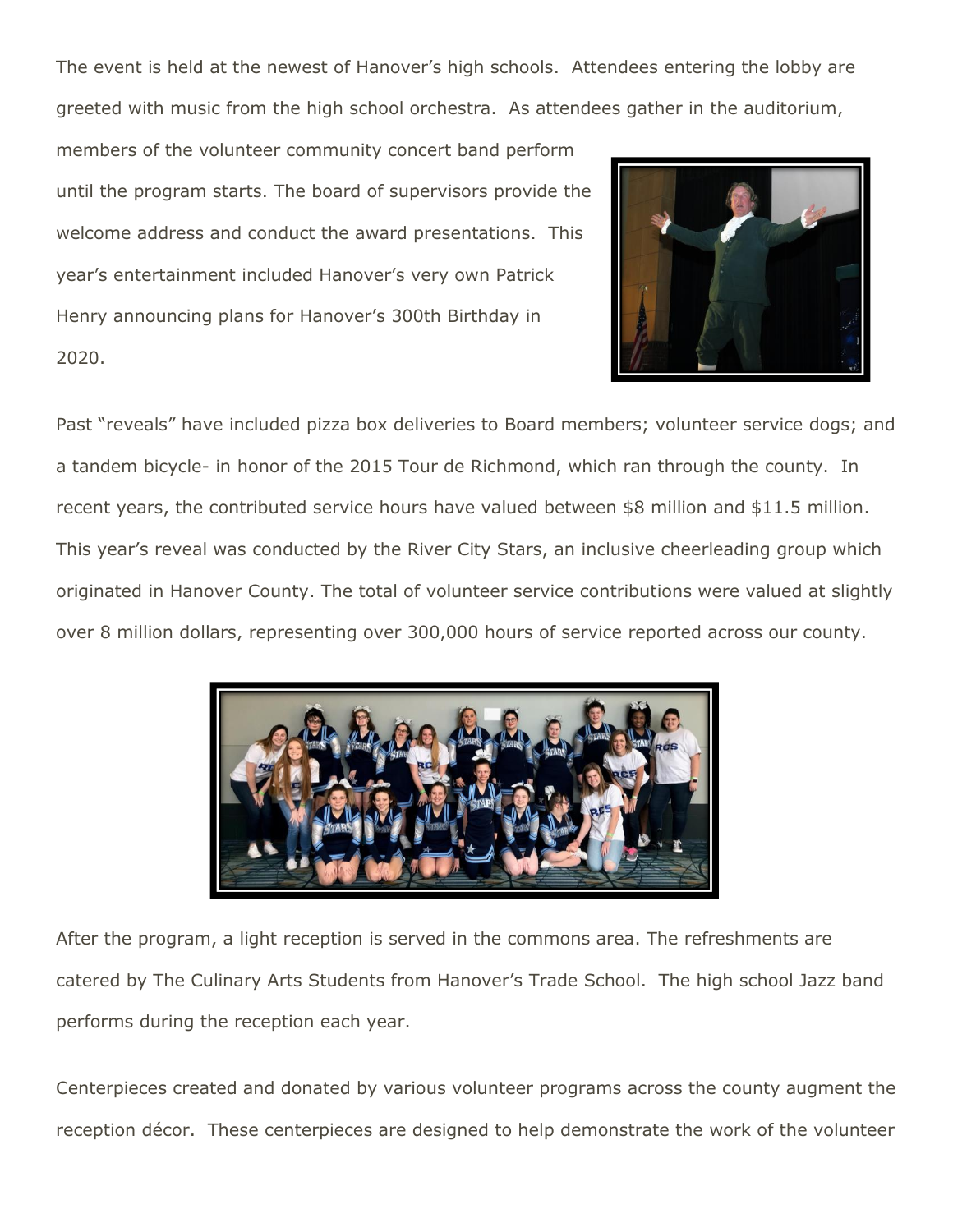The event is held at the newest of Hanover's high schools. Attendees entering the lobby are greeted with music from the high school orchestra. As attendees gather in the auditorium, members of the volunteer community concert band perform until the program starts. The board of supervisors provide the welcome address and conduct the award presentations. This year's entertainment included Hanover's very own Patrick Henry announcing plans for Hanover's 300th Birthday in 2020.

Past "reveals" have included pizza box deliveries to Board members; volunteer service dogs; and a tandem bicycle- in honor of the 2015 Tour de Richmond, which ran through the county. In recent years, the contributed service hours have valued between $8 million and $11.5 million. This year's reveal was conducted by the River City Stars, an inclusive cheerleading group which originated in Hanover County. The total of volunteer service contributions were valued at slightly over 8 million dollars, representing over 300,000 hours of service reported across our county.

After the program, a light reception is served in the commons area. The refreshments are catered by The Culinary Arts Students from Hanover's Trade School. The high school Jazz band performs during the reception each year.

Centerpieces created and donated by various volunteer programs across the county augment the reception décor. These centerpieces are designed to help demonstrate the work of the volunteer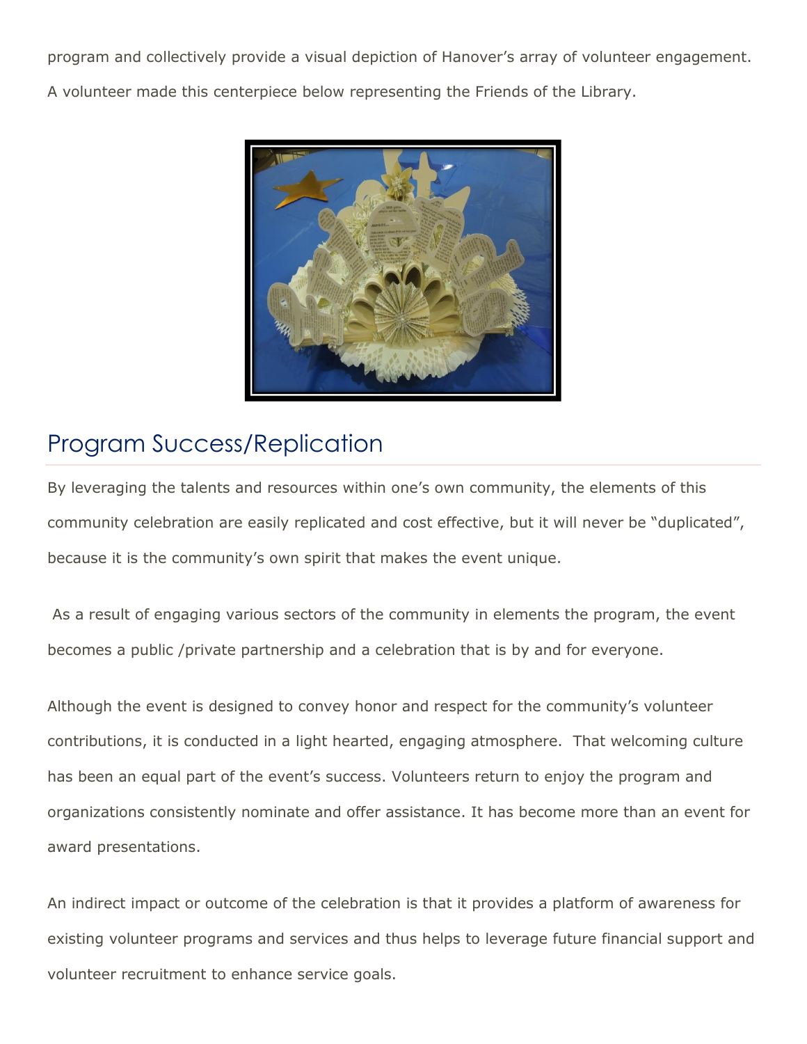program and collectively provide a visual depiction of Hanover's array of volunteer engagement. A volunteer made this centerpiece below representing the Friends of the Library.

## Program Success/Replication

By leveraging the talents and resources within one's own community, the elements of this community celebration are easily replicated and cost effective, but it will never be "duplicated", because it is the community's own spirit that makes the event unique.

As a result of engaging various sectors of the community in elements the program, the event becomes a public /private partnership and a celebration that is by and for everyone.

Although the event is designed to convey honor and respect for the community's volunteer contributions, it is conducted in a light hearted, engaging atmosphere. That welcoming culture has been an equal part of the event's success. Volunteers return to enjoy the program and organizations consistently nominate and offer assistance. It has become more than an event for award presentations.

An indirect impact or outcome of the celebration is that it provides a platform of awareness for existing volunteer programs and services and thus helps to leverage future financial support and volunteer recruitment to enhance service goals.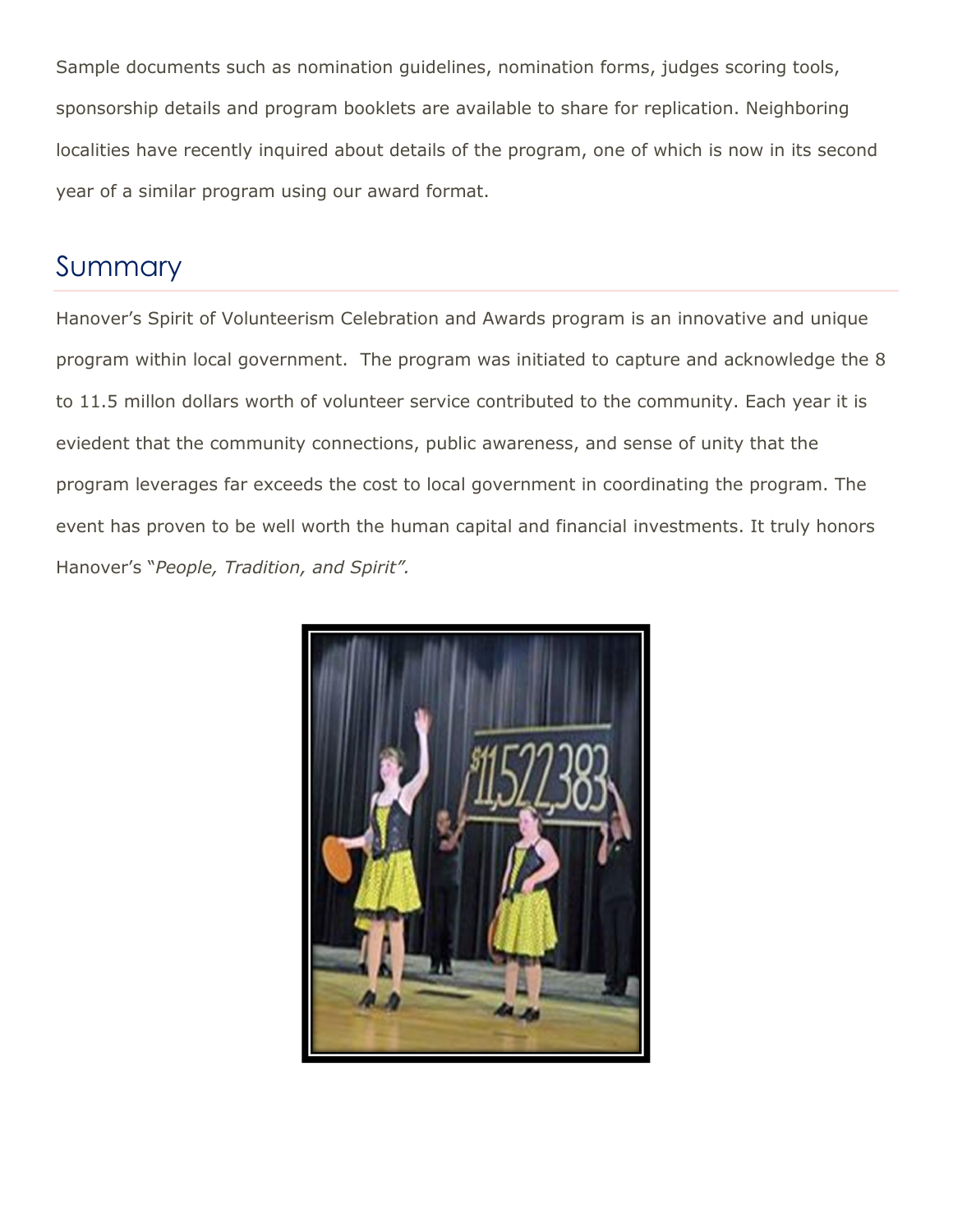Sample documents such as nomination guidelines, nomination forms, judges scoring tools, sponsorship details and program booklets are available to share for replication. Neighboring localities have recently inquired about details of the program, one of which is now in its second year of a similar program using our award format.

## Summary

Hanover's Spirit of Volunteerism Celebration and Awards program is an innovative and unique program within local government. The program was initiated to capture and acknowledge the 8 to 11.5 millon dollars worth of volunteer service contributed to the community. Each year it is eviedent that the community connections, public awareness, and sense of unity that the program leverages far exceeds the cost to local government in coordinating the program. The event has proven to be well worth the human capital and financial investments. It truly honors Hanover's "*People, Tradition, and Spirit".*